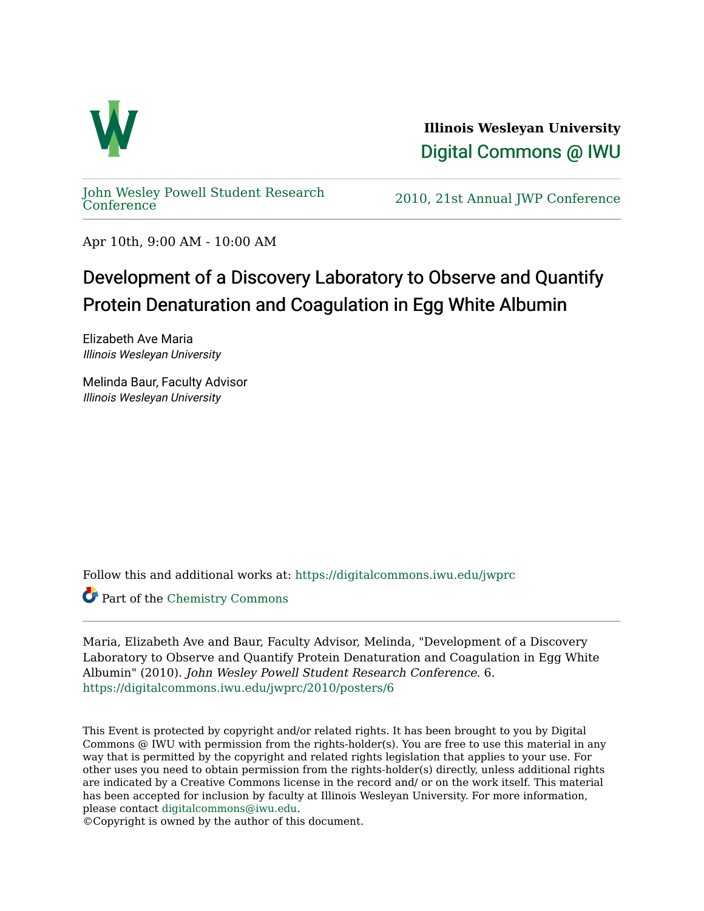**Illinois Wesleyan University**

Digital Commons @ IWU

John Wesley Powell Student Research Conference

2010, 21st Annual JWP Conference

Apr 10th, 9:00 AM - 10:00 AM

# Development of a Discovery Laboratory to Observe and Quantify Protein Denaturation and Coagulation in Egg White Albumin

Elizabeth Ave Maria
*Illinois Wesleyan University*

Melinda Baur, Faculty Advisor
*Illinois Wesleyan University*

Follow this and additional works at: https://digitalcommons.iwu.edu/jwprc

Part of the Chemistry Commons

Maria, Elizabeth Ave and Baur, Faculty Advisor, Melinda, "Development of a Discovery Laboratory to Observe and Quantify Protein Denaturation and Coagulation in Egg White Albumin" (2010). *John Wesley Powell Student Research Conference*. 6.
https://digitalcommons.iwu.edu/jwprc/2010/posters/6

This Event is protected by copyright and/or related rights. It has been brought to you by Digital Commons @ IWU with permission from the rights-holder(s). You are free to use this material in any way that is permitted by the copyright and related rights legislation that applies to your use. For other uses you need to obtain permission from the rights-holder(s) directly, unless additional rights are indicated by a Creative Commons license in the record and/ or on the work itself. This material has been accepted for inclusion by faculty at Illinois Wesleyan University. For more information, please contact digitalcommons@iwu.edu.
©Copyright is owned by the author of this document.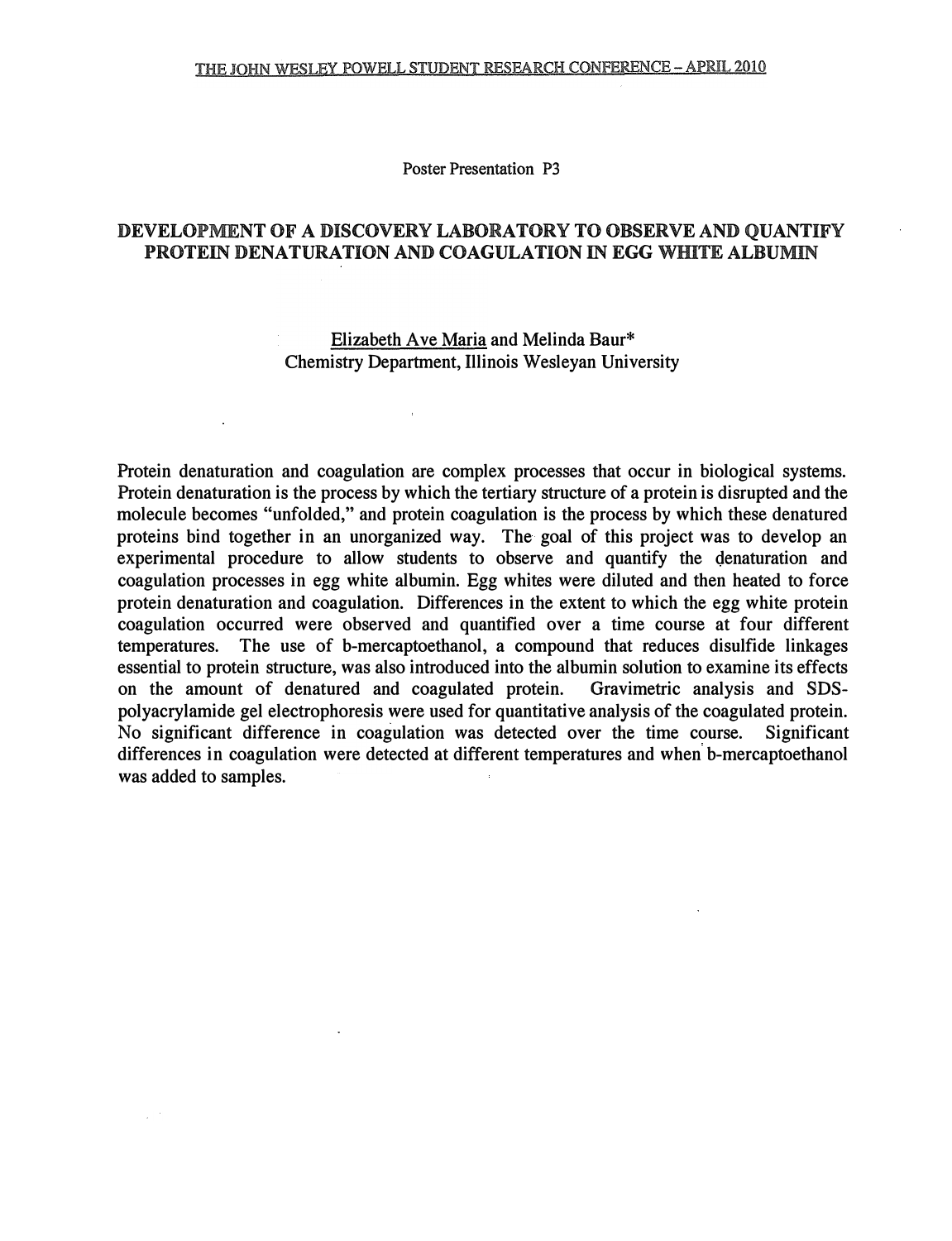Poster Presentation P3

## DEVELOPMENT OF A DISCOVERY LABORATORY TO OBSERVE AND QUANTIFY PROTEIN DENATURATION AND COAGULATION IN EGG WHITE ALBUMIN

Elizabeth Ave Maria and Melinda Baur*
Chemistry Department, Illinois Wesleyan University

Protein denaturation and coagulation are complex processes that occur in biological systems. Protein denaturation is the process by which the tertiary structure of a protein is disrupted and the molecule becomes "unfolded," and protein coagulation is the process by which these denatured proteins bind together in an unorganized way. The goal of this project was to develop an experimental procedure to allow students to observe and quantify the denaturation and coagulation processes in egg white albumin. Egg whites were diluted and then heated to force protein denaturation and coagulation. Differences in the extent to which the egg white protein coagulation occurred were observed and quantified over a time course at four different temperatures. The use of b-mercaptoethanol, a compound that reduces disulfide linkages essential to protein structure, was also introduced into the albumin solution to examine its effects on the amount of denatured and coagulated protein. Gravimetric analysis and SDS-polyacrylamide gel electrophoresis were used for quantitative analysis of the coagulated protein. No significant difference in coagulation was detected over the time course. Significant differences in coagulation were detected at different temperatures and when b-mercaptoethanol was added to samples.